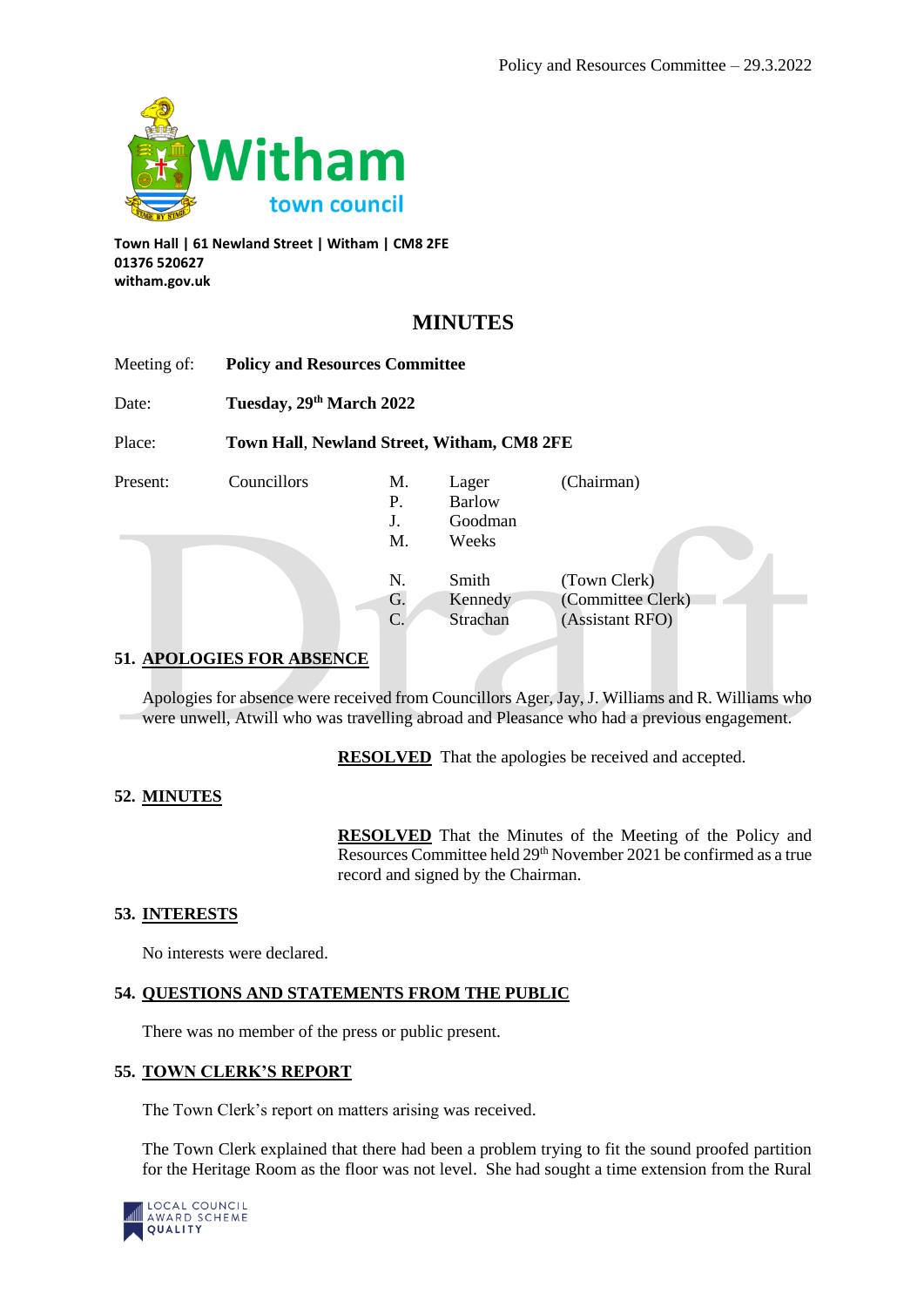Witham town council

**Town Hall | 61 Newland Street | Witham | CM8 2FE**
**01376 520627**
**witham.gov.uk**

# MINUTES

| | | | | |
|---|---|---|---|---|
| Meeting of: | **Policy and Resources Committee** | | | |
| Date: | **Tuesday, 29th March 2022** | | | |
| Place: | **Town Hall, Newland Street, Witham, CM8 2FE** | | | |
| Present: | Councillors | M. | Lager | (Chairman) |
| | | P. | Barlow | |
| | | J. | Goodman | |
| | | M. | Weeks | |
| | | N. | Smith | (Town Clerk) |
| | | G. | Kennedy | (Committee Clerk) |
| | | C. | Strachan | (Assistant RFO) |

## 51. APOLOGIES FOR ABSENCE

Apologies for absence were received from Councillors Ager, Jay, J. Williams and R. Williams who were unwell, Atwill who was travelling abroad and Pleasance who had a previous engagement.

**RESOLVED** That the apologies be received and accepted.

## 52. MINUTES

**RESOLVED** That the Minutes of the Meeting of the Policy and Resources Committee held 29th November 2021 be confirmed as a true record and signed by the Chairman.

## 53. INTERESTS

No interests were declared.

## 54. QUESTIONS AND STATEMENTS FROM THE PUBLIC

There was no member of the press or public present.

## 55. TOWN CLERK'S REPORT

The Town Clerk's report on matters arising was received.

The Town Clerk explained that there had been a problem trying to fit the sound proofed partition for the Heritage Room as the floor was not level. She had sought a time extension from the Rural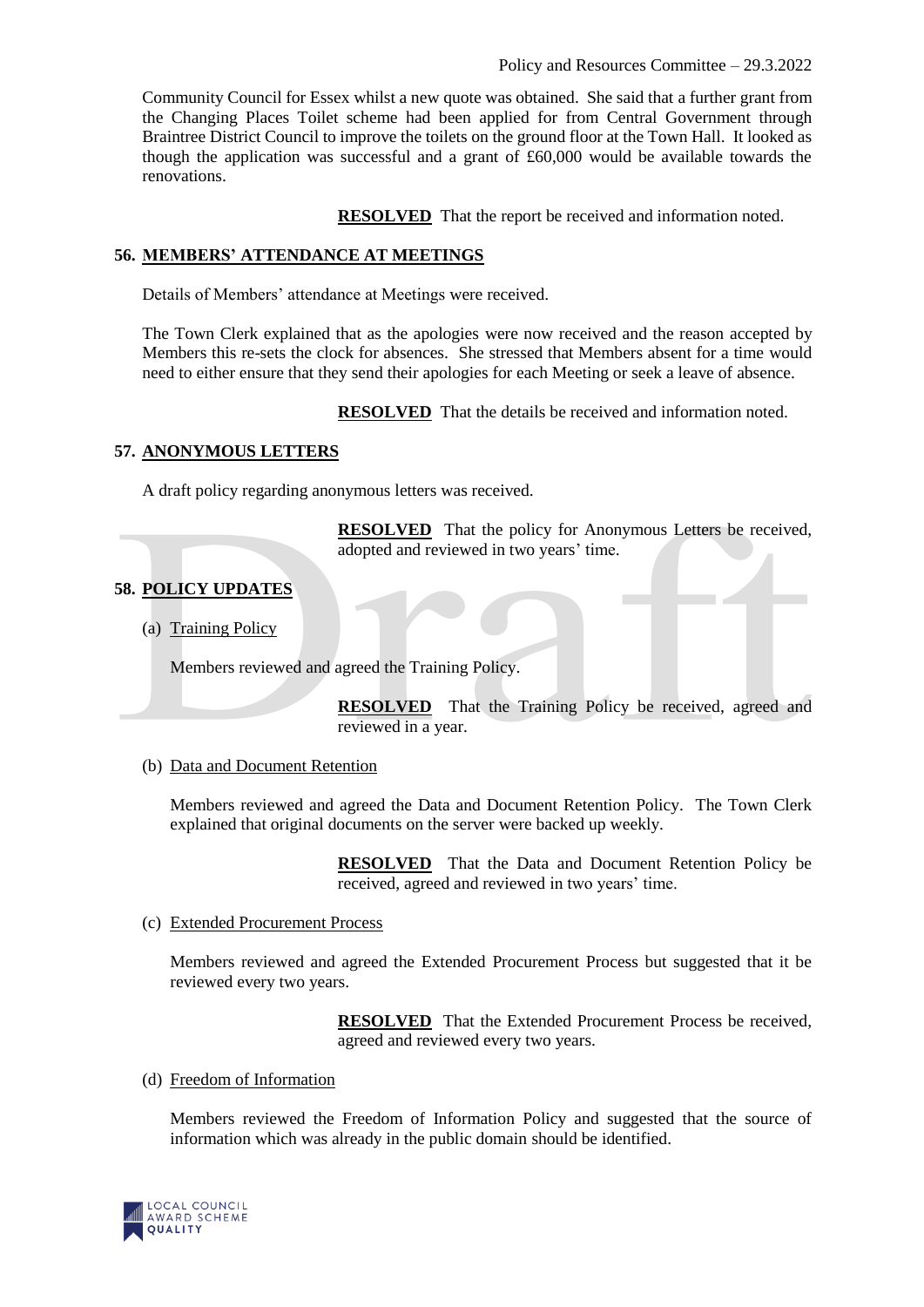Community Council for Essex whilst a new quote was obtained. She said that a further grant from the Changing Places Toilet scheme had been applied for from Central Government through Braintree District Council to improve the toilets on the ground floor at the Town Hall. It looked as though the application was successful and a grant of £60,000 would be available towards the renovations.

**RESOLVED** That the report be received and information noted.

## 56. MEMBERS' ATTENDANCE AT MEETINGS

Details of Members' attendance at Meetings were received.

The Town Clerk explained that as the apologies were now received and the reason accepted by Members this re-sets the clock for absences. She stressed that Members absent for a time would need to either ensure that they send their apologies for each Meeting or seek a leave of absence.

**RESOLVED** That the details be received and information noted.

## 57. ANONYMOUS LETTERS

A draft policy regarding anonymous letters was received.

**RESOLVED** That the policy for Anonymous Letters be received, adopted and reviewed in two years' time.

## 58. POLICY UPDATES

(a) Training Policy

Members reviewed and agreed the Training Policy.

**RESOLVED** That the Training Policy be received, agreed and reviewed in a year.

(b) Data and Document Retention

Members reviewed and agreed the Data and Document Retention Policy. The Town Clerk explained that original documents on the server were backed up weekly.

**RESOLVED** That the Data and Document Retention Policy be received, agreed and reviewed in two years' time.

(c) Extended Procurement Process

Members reviewed and agreed the Extended Procurement Process but suggested that it be reviewed every two years.

**RESOLVED** That the Extended Procurement Process be received, agreed and reviewed every two years.

(d) Freedom of Information

Members reviewed the Freedom of Information Policy and suggested that the source of information which was already in the public domain should be identified.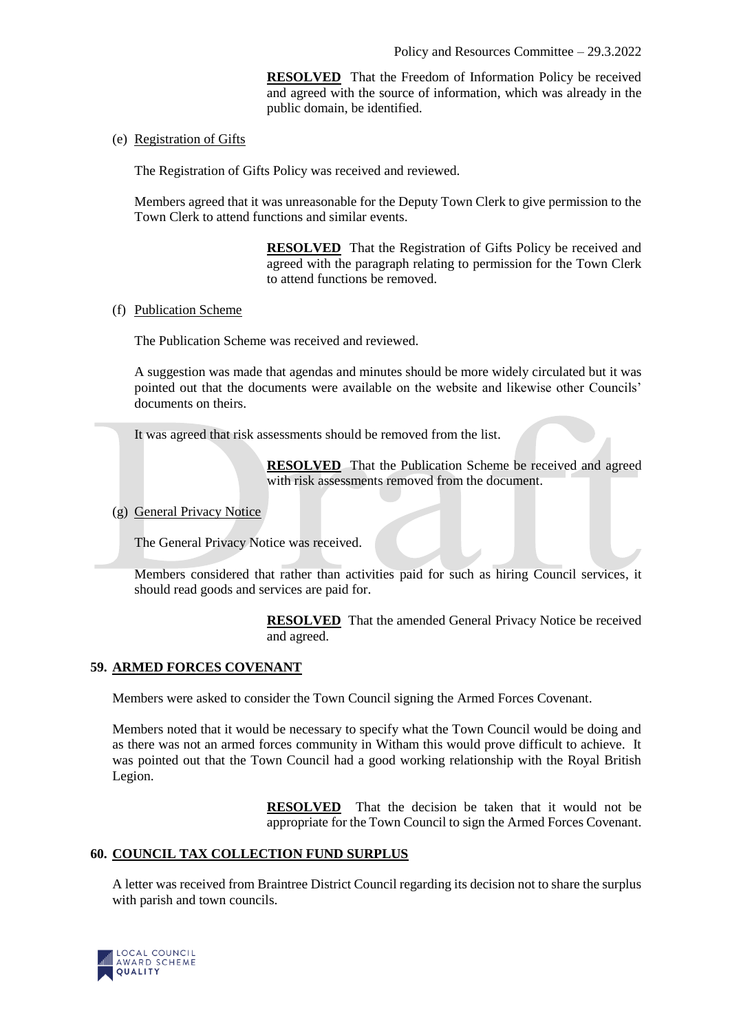**RESOLVED** That the Freedom of Information Policy be received and agreed with the source of information, which was already in the public domain, be identified.

(e) Registration of Gifts

The Registration of Gifts Policy was received and reviewed.

Members agreed that it was unreasonable for the Deputy Town Clerk to give permission to the Town Clerk to attend functions and similar events.

**RESOLVED** That the Registration of Gifts Policy be received and agreed with the paragraph relating to permission for the Town Clerk to attend functions be removed.

(f) Publication Scheme

The Publication Scheme was received and reviewed.

A suggestion was made that agendas and minutes should be more widely circulated but it was pointed out that the documents were available on the website and likewise other Councils' documents on theirs.

It was agreed that risk assessments should be removed from the list.

**RESOLVED** That the Publication Scheme be received and agreed with risk assessments removed from the document.

(g) General Privacy Notice

The General Privacy Notice was received.

Members considered that rather than activities paid for such as hiring Council services, it should read goods and services are paid for.

**RESOLVED** That the amended General Privacy Notice be received and agreed.

## 59. ARMED FORCES COVENANT

Members were asked to consider the Town Council signing the Armed Forces Covenant.

Members noted that it would be necessary to specify what the Town Council would be doing and as there was not an armed forces community in Witham this would prove difficult to achieve. It was pointed out that the Town Council had a good working relationship with the Royal British Legion.

**RESOLVED** That the decision be taken that it would not be appropriate for the Town Council to sign the Armed Forces Covenant.

## 60. COUNCIL TAX COLLECTION FUND SURPLUS

A letter was received from Braintree District Council regarding its decision not to share the surplus with parish and town councils.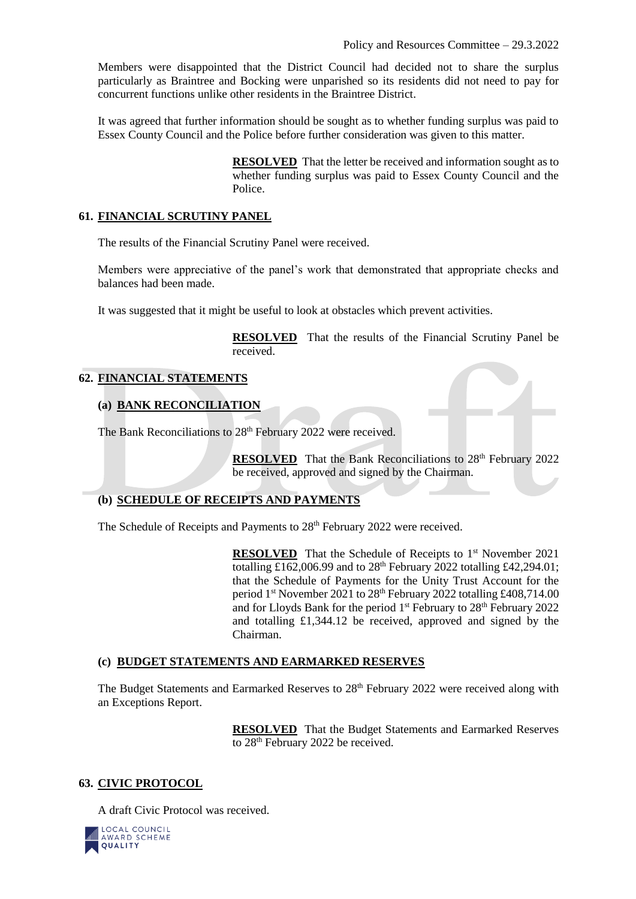Members were disappointed that the District Council had decided not to share the surplus particularly as Braintree and Bocking were unparished so its residents did not need to pay for concurrent functions unlike other residents in the Braintree District.

It was agreed that further information should be sought as to whether funding surplus was paid to Essex County Council and the Police before further consideration was given to this matter.

> **RESOLVED** That the letter be received and information sought as to whether funding surplus was paid to Essex County Council and the Police.

## 61. FINANCIAL SCRUTINY PANEL

The results of the Financial Scrutiny Panel were received.

Members were appreciative of the panel's work that demonstrated that appropriate checks and balances had been made.

It was suggested that it might be useful to look at obstacles which prevent activities.

> **RESOLVED** That the results of the Financial Scrutiny Panel be received.

## 62. FINANCIAL STATEMENTS

### (a) BANK RECONCILIATION

The Bank Reconciliations to 28th February 2022 were received.

> **RESOLVED** That the Bank Reconciliations to 28th February 2022 be received, approved and signed by the Chairman.

### (b) SCHEDULE OF RECEIPTS AND PAYMENTS

The Schedule of Receipts and Payments to 28th February 2022 were received.

> **RESOLVED** That the Schedule of Receipts to 1st November 2021 totalling £162,006.99 and to 28th February 2022 totalling £42,294.01; that the Schedule of Payments for the Unity Trust Account for the period 1st November 2021 to 28th February 2022 totalling £408,714.00 and for Lloyds Bank for the period 1st February to 28th February 2022 and totalling £1,344.12 be received, approved and signed by the Chairman.

### (c) BUDGET STATEMENTS AND EARMARKED RESERVES

The Budget Statements and Earmarked Reserves to 28th February 2022 were received along with an Exceptions Report.

> **RESOLVED** That the Budget Statements and Earmarked Reserves to 28th February 2022 be received.

## 63. CIVIC PROTOCOL

A draft Civic Protocol was received.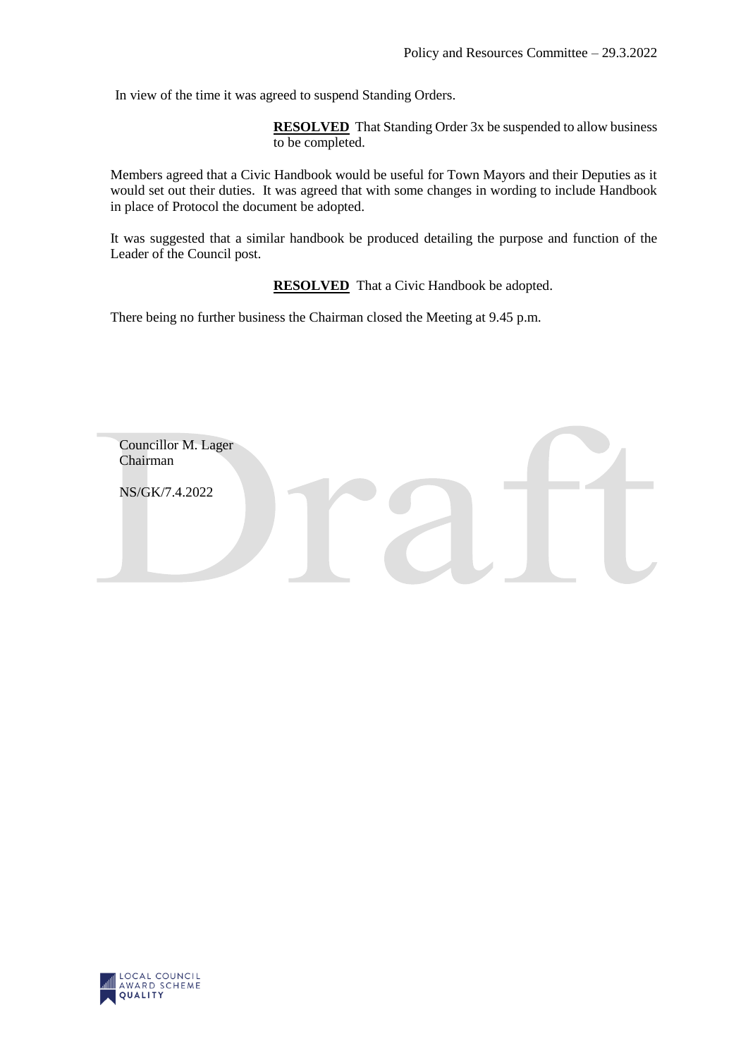In view of the time it was agreed to suspend Standing Orders.

**RESOLVED** That Standing Order 3x be suspended to allow business to be completed.

Members agreed that a Civic Handbook would be useful for Town Mayors and their Deputies as it would set out their duties. It was agreed that with some changes in wording to include Handbook in place of Protocol the document be adopted.

It was suggested that a similar handbook be produced detailing the purpose and function of the Leader of the Council post.

**RESOLVED** That a Civic Handbook be adopted.

There being no further business the Chairman closed the Meeting at 9.45 p.m.

Councillor M. Lager
Chairman

NS/GK/7.4.2022